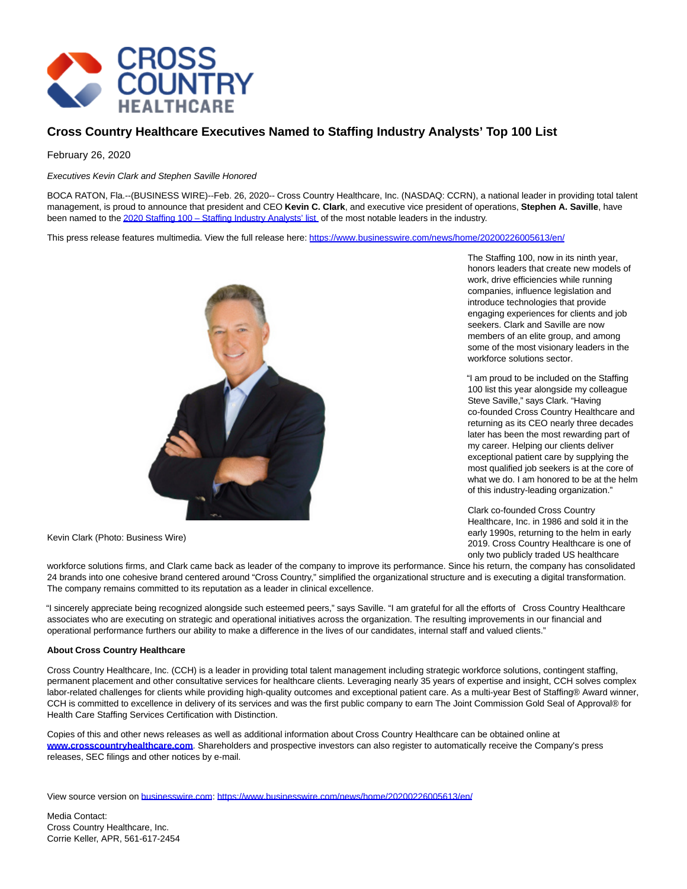# Cross Country Healthcare Executives Named to Staffing Industry Analysts' Top 100 List

February 26, 2020

*Executives Kevin Clark and Stephen Saville Honored*

BOCA RATON, Fla.--(BUSINESS WIRE)--Feb. 26, 2020-- Cross Country Healthcare, Inc. (NASDAQ: CCRN), a national leader in providing total talent management, is proud to announce that president and CEO **Kevin C. Clark**, and executive vice president of operations, **Stephen A. Saville**, have been named to the 2020 Staffing 100 – Staffing Industry Analysts' list of the most notable leaders in the industry.

This press release features multimedia. View the full release here: https://www.businesswire.com/news/home/20200226005613/en/

Kevin Clark (Photo: Business Wire)

The Staffing 100, now in its ninth year, honors leaders that create new models of work, drive efficiencies while running companies, influence legislation and introduce technologies that provide engaging experiences for clients and job seekers. Clark and Saville are now members of an elite group, and among some of the most visionary leaders in the workforce solutions sector.

"I am proud to be included on the Staffing 100 list this year alongside my colleague Steve Saville," says Clark. "Having co-founded Cross Country Healthcare and returning as its CEO nearly three decades later has been the most rewarding part of my career. Helping our clients deliver exceptional patient care by supplying the most qualified job seekers is at the core of what we do. I am honored to be at the helm of this industry-leading organization."

Clark co-founded Cross Country Healthcare, Inc. in 1986 and sold it in the early 1990s, returning to the helm in early 2019. Cross Country Healthcare is one of only two publicly traded US healthcare workforce solutions firms, and Clark came back as leader of the company to improve its performance. Since his return, the company has consolidated 24 brands into one cohesive brand centered around "Cross Country," simplified the organizational structure and is executing a digital transformation. The company remains committed to its reputation as a leader in clinical excellence.

"I sincerely appreciate being recognized alongside such esteemed peers," says Saville. "I am grateful for all the efforts of Cross Country Healthcare associates who are executing on strategic and operational initiatives across the organization. The resulting improvements in our financial and operational performance furthers our ability to make a difference in the lives of our candidates, internal staff and valued clients."

**About Cross Country Healthcare**

Cross Country Healthcare, Inc. (CCH) is a leader in providing total talent management including strategic workforce solutions, contingent staffing, permanent placement and other consultative services for healthcare clients. Leveraging nearly 35 years of expertise and insight, CCH solves complex labor-related challenges for clients while providing high-quality outcomes and exceptional patient care. As a multi-year Best of Staffing® Award winner, CCH is committed to excellence in delivery of its services and was the first public company to earn The Joint Commission Gold Seal of Approval® for Health Care Staffing Services Certification with Distinction.

Copies of this and other news releases as well as additional information about Cross Country Healthcare can be obtained online at **www.crosscountryhealthcare.com**. Shareholders and prospective investors can also register to automatically receive the Company's press releases, SEC filings and other notices by e-mail.

View source version on businesswire.com: https://www.businesswire.com/news/home/20200226005613/en/

Media Contact:
Cross Country Healthcare, Inc.
Corrie Keller, APR, 561-617-2454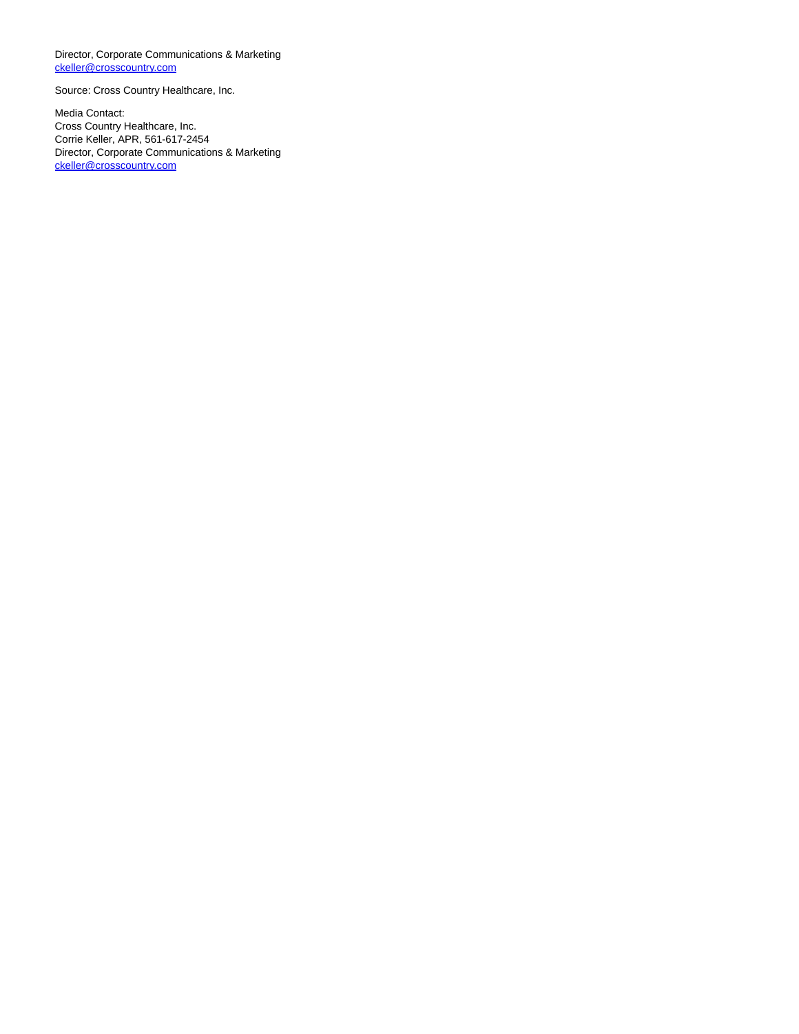Director, Corporate Communications & Marketing
ckeller@crosscountry.com

Source: Cross Country Healthcare, Inc.

Media Contact:
Cross Country Healthcare, Inc.
Corrie Keller, APR, 561-617-2454
Director, Corporate Communications & Marketing
ckeller@crosscountry.com